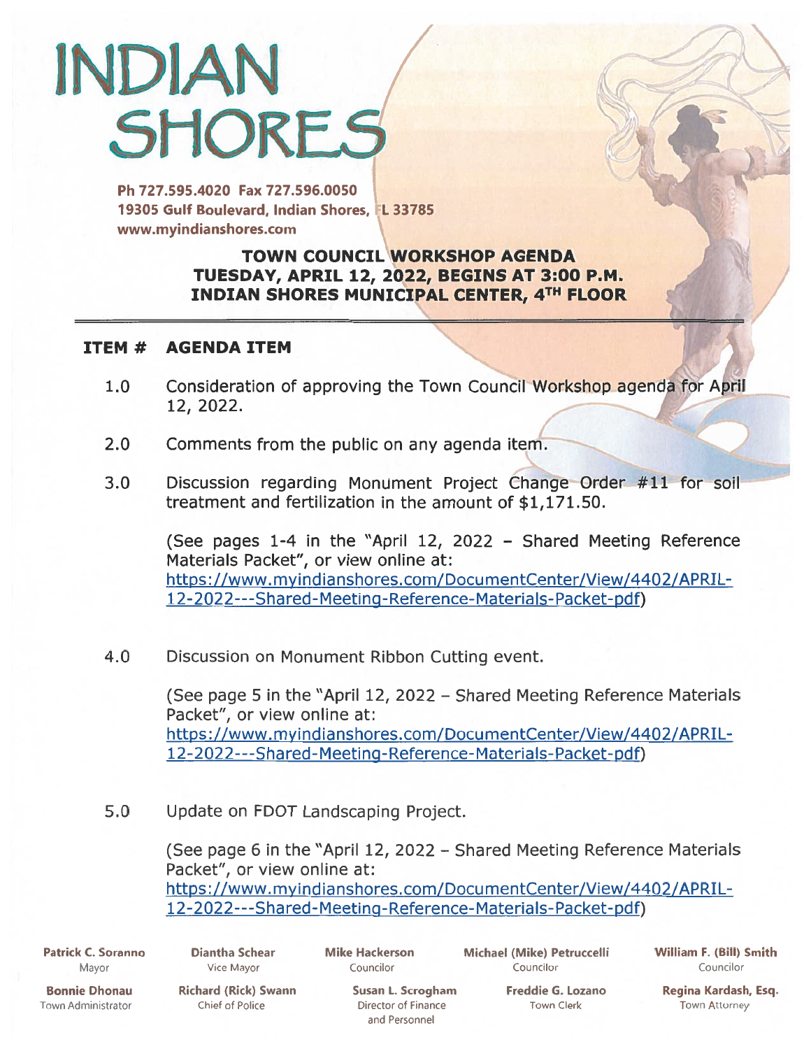# INDIAN SHORES

Ph 727.595.4020 Fax 727.596.0050
19305 Gulf Boulevard, Indian Shores, FL 33785
www.myindianshores.com

## TOWN COUNCIL WORKSHOP AGENDA
## TUESDAY, APRIL 12, 2022, BEGINS AT 3:00 P.M.
## INDIAN SHORES MUNICIPAL CENTER, 4TH FLOOR

**ITEM # AGENDA ITEM**

1.0 Consideration of approving the Town Council Workshop agenda for April 12, 2022.

2.0 Comments from the public on any agenda item.

3.0 Discussion regarding Monument Project Change Order #11 for soil treatment and fertilization in the amount of $1,171.50.

(See pages 1-4 in the "April 12, 2022 – Shared Meeting Reference Materials Packet", or view online at: https://www.myindianshores.com/DocumentCenter/View/4402/APRIL-12-2022---Shared-Meeting-Reference-Materials-Packet-pdf)

4.0 Discussion on Monument Ribbon Cutting event.

(See page 5 in the "April 12, 2022 – Shared Meeting Reference Materials Packet", or view online at: https://www.myindianshores.com/DocumentCenter/View/4402/APRIL-12-2022---Shared-Meeting-Reference-Materials-Packet-pdf)

5.0 Update on FDOT Landscaping Project.

(See page 6 in the "April 12, 2022 – Shared Meeting Reference Materials Packet", or view online at: https://www.myindianshores.com/DocumentCenter/View/4402/APRIL-12-2022---Shared-Meeting-Reference-Materials-Packet-pdf)

**Patrick C. Soranno**, Mayor | **Diantha Schear**, Vice Mayor | **Mike Hackerson**, Councilor | **Michael (Mike) Petruccelli**, Councilor | **William F. (Bill) Smith**, Councilor

**Bonnie Dhonau**, Town Administrator | **Richard (Rick) Swann**, Chief of Police | **Susan L. Scrogham**, Director of Finance and Personnel | **Freddie G. Lozano**, Town Clerk | **Regina Kardash, Esq.**, Town Attorney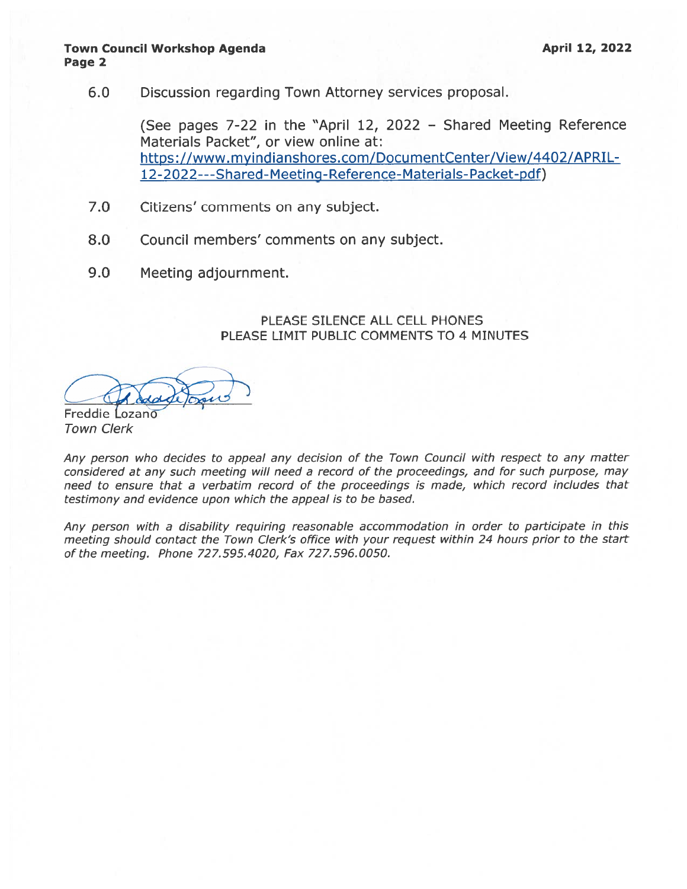6.0 Discussion regarding Town Attorney services proposal.

(See pages 7-22 in the "April 12, 2022 – Shared Meeting Reference Materials Packet", or view online at: https://www.myindianshores.com/DocumentCenter/View/4402/APRIL-12-2022---Shared-Meeting-Reference-Materials-Packet-pdf)

7.0 Citizens' comments on any subject.

8.0 Council members' comments on any subject.

9.0 Meeting adjournment.

PLEASE SILENCE ALL CELL PHONES
PLEASE LIMIT PUBLIC COMMENTS TO 4 MINUTES

Freddie Lozano
*Town Clerk*

*Any person who decides to appeal any decision of the Town Council with respect to any matter considered at any such meeting will need a record of the proceedings, and for such purpose, may need to ensure that a verbatim record of the proceedings is made, which record includes that testimony and evidence upon which the appeal is to be based.*

*Any person with a disability requiring reasonable accommodation in order to participate in this meeting should contact the Town Clerk's office with your request within 24 hours prior to the start of the meeting. Phone 727.595.4020, Fax 727.596.0050.*